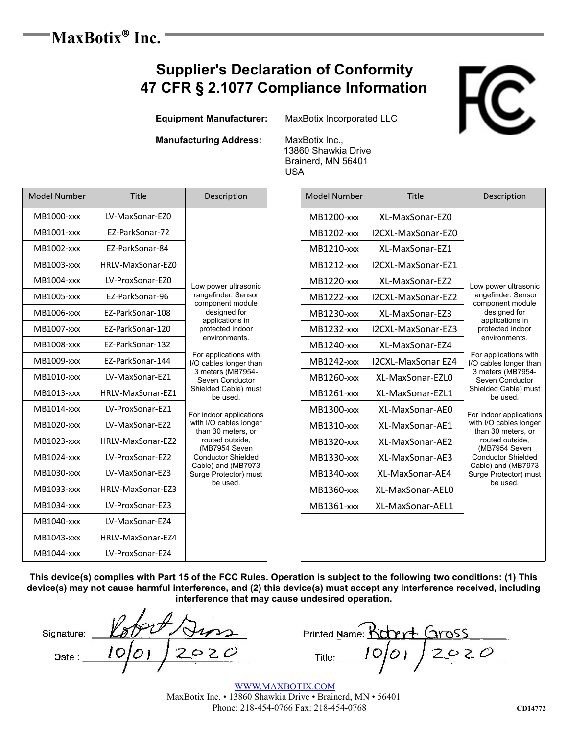**MaxBotix® Inc.**

# Supplier's Declaration of Conformity
# 47 CFR § 2.1077 Compliance Information

**Equipment Manufacturer:** MaxBotix Incorporated LLC

**Manufacturing Address:** MaxBotix Inc.,
13860 Shawkia Drive
Brainerd, MN 56401
USA

| Model Number | Title | Description |
|---|---|---|
| MB1000-xxx | LV-MaxSonar-EZ0 | Low power ultrasonic rangefinder. Sensor component module designed for applications in protected indoor environments. For applications with I/O cables longer than 3 meters (MB7954-Seven Conductor Shielded Cable) must be used. For indoor applications with I/O cables longer than 30 meters, or routed outside, (MB7954 Seven Conductor Shielded Cable) and (MB7973 Surge Protector) must be used. |
| MB1001-xxx | EZ-ParkSonar-72 | |
| MB1002-xxx | EZ-ParkSonar-84 | |
| MB1003-xxx | HRLV-MaxSonar-EZ0 | |
| MB1004-xxx | LV-ProxSonar-EZ0 | |
| MB1005-xxx | EZ-ParkSonar-96 | |
| MB1006-xxx | EZ-ParkSonar-108 | |
| MB1007-xxx | EZ-ParkSonar-120 | |
| MB1008-xxx | EZ-ParkSonar-132 | |
| MB1009-xxx | EZ-ParkSonar-144 | |
| MB1010-xxx | LV-MaxSonar-EZ1 | |
| MB1013-xxx | HRLV-MaxSonar-EZ1 | |
| MB1014-xxx | LV-ProxSonar-EZ1 | |
| MB1020-xxx | LV-MaxSonar-EZ2 | |
| MB1023-xxx | HRLV-MaxSonar-EZ2 | |
| MB1024-xxx | LV-ProxSonar-EZ2 | |
| MB1030-xxx | LV-MaxSonar-EZ3 | |
| MB1033-xxx | HRLV-MaxSonar-EZ3 | |
| MB1034-xxx | LV-ProxSonar-EZ3 | |
| MB1040-xxx | LV-MaxSonar-EZ4 | |
| MB1043-xxx | HRLV-MaxSonar-EZ4 | |
| MB1044-xxx | LV-ProxSonar-EZ4 | |

| Model Number | Title | Description |
|---|---|---|
| MB1200-xxx | XL-MaxSonar-EZ0 | Low power ultrasonic rangefinder. Sensor component module designed for applications in protected indoor environments. For applications with I/O cables longer than 3 meters (MB7954-Seven Conductor Shielded Cable) must be used. For indoor applications with I/O cables longer than 30 meters, or routed outside, (MB7954 Seven Conductor Shielded Cable) and (MB7973 Surge Protector) must be used. |
| MB1202-xxx | I2CXL-MaxSonar-EZ0 | |
| MB1210-xxx | XL-MaxSonar-EZ1 | |
| MB1212-xxx | I2CXL-MaxSonar-EZ1 | |
| MB1220-xxx | XL-MaxSonar-EZ2 | |
| MB1222-xxx | I2CXL-MaxSonar-EZ2 | |
| MB1230-xxx | XL-MaxSonar-EZ3 | |
| MB1232-xxx | I2CXL-MaxSonar-EZ3 | |
| MB1240-xxx | XL-MaxSonar-EZ4 | |
| MB1242-xxx | I2CXL-MaxSonar EZ4 | |
| MB1260-xxx | XL-MaxSonar-EZL0 | |
| MB1261-xxx | XL-MaxSonar-EZL1 | |
| MB1300-xxx | XL-MaxSonar-AE0 | |
| MB1310-xxx | XL-MaxSonar-AE1 | |
| MB1320-xxx | XL-MaxSonar-AE2 | |
| MB1330-xxx | XL-MaxSonar-AE3 | |
| MB1340-xxx | XL-MaxSonar-AE4 | |
| MB1360-xxx | XL-MaxSonar-AEL0 | |
| MB1361-xxx | XL-MaxSonar-AEL1 | |
| | | |
| | | |
| | | |

**This device(s) complies with Part 15 of the FCC Rules. Operation is subject to the following two conditions: (1) This device(s) may not cause harmful interference, and (2) this device(s) must accept any interference received, including interference that may cause undesired operation.**

Signature: Robert Gross

Printed Name: Robert Gross

Date : 10/01/2020

Title: 10/01/2020

WWW.MAXBOTIX.COM
MaxBotix Inc. • 13860 Shawkia Drive • Brainerd, MN • 56401
Phone: 218-454-0766 Fax: 218-454-0768

CD14772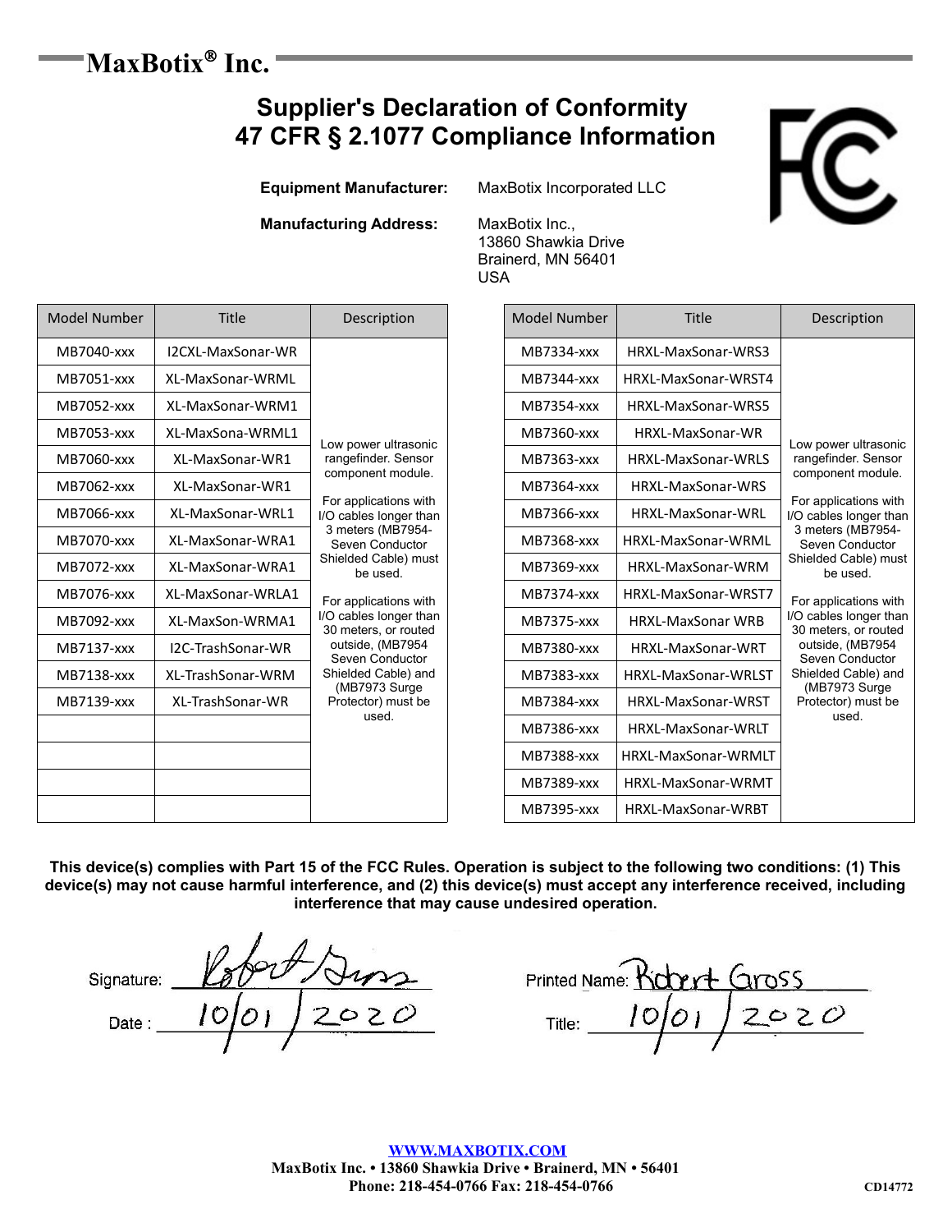MaxBotix® Inc.

# Supplier's Declaration of Conformity
# 47 CFR § 2.1077 Compliance Information

**Equipment Manufacturer:** MaxBotix Incorporated LLC

**Manufacturing Address:** MaxBotix Inc.,
13860 Shawkia Drive
Brainerd, MN 56401
USA

| Model Number | Title | Description |
|---|---|---|
| MB7040-xxx | I2CXL-MaxSonar-WR | Low power ultrasonic rangefinder. Sensor component module. For applications with I/O cables longer than 3 meters (MB7954-Seven Conductor Shielded Cable) must be used. For applications with I/O cables longer than 30 meters, or routed outside, (MB7954 Seven Conductor Shielded Cable) and (MB7973 Surge Protector) must be used. |
| MB7051-xxx | XL-MaxSonar-WRML | |
| MB7052-xxx | XL-MaxSonar-WRM1 | |
| MB7053-xxx | XL-MaxSona-WRML1 | |
| MB7060-xxx | XL-MaxSonar-WR1 | |
| MB7062-xxx | XL-MaxSonar-WR1 | |
| MB7066-xxx | XL-MaxSonar-WRL1 | |
| MB7070-xxx | XL-MaxSonar-WRA1 | |
| MB7072-xxx | XL-MaxSonar-WRA1 | |
| MB7076-xxx | XL-MaxSonar-WRLA1 | |
| MB7092-xxx | XL-MaxSon-WRMA1 | |
| MB7137-xxx | I2C-TrashSonar-WR | |
| MB7138-xxx | XL-TrashSonar-WRM | |
| MB7139-xxx | XL-TrashSonar-WR | |

| Model Number | Title | Description |
|---|---|---|
| MB7334-xxx | HRXL-MaxSonar-WRS3 | Low power ultrasonic rangefinder. Sensor component module. For applications with I/O cables longer than 3 meters (MB7954-Seven Conductor Shielded Cable) must be used. For applications with I/O cables longer than 30 meters, or routed outside, (MB7954 Seven Conductor Shielded Cable) and (MB7973 Surge Protector) must be used. |
| MB7344-xxx | HRXL-MaxSonar-WRST4 | |
| MB7354-xxx | HRXL-MaxSonar-WRS5 | |
| MB7360-xxx | HRXL-MaxSonar-WR | |
| MB7363-xxx | HRXL-MaxSonar-WRLS | |
| MB7364-xxx | HRXL-MaxSonar-WRS | |
| MB7366-xxx | HRXL-MaxSonar-WRL | |
| MB7368-xxx | HRXL-MaxSonar-WRML | |
| MB7369-xxx | HRXL-MaxSonar-WRM | |
| MB7374-xxx | HRXL-MaxSonar-WRST7 | |
| MB7375-xxx | HRXL-MaxSonar WRB | |
| MB7380-xxx | HRXL-MaxSonar-WRT | |
| MB7383-xxx | HRXL-MaxSonar-WRLST | |
| MB7384-xxx | HRXL-MaxSonar-WRST | |
| MB7386-xxx | HRXL-MaxSonar-WRLT | |
| MB7388-xxx | HRXL-MaxSonar-WRMLT | |
| MB7389-xxx | HRXL-MaxSonar-WRMT | |
| MB7395-xxx | HRXL-MaxSonar-WRBT | |

**This device(s) complies with Part 15 of the FCC Rules. Operation is subject to the following two conditions: (1) This device(s) may not cause harmful interference, and (2) this device(s) must accept any interference received, including interference that may cause undesired operation.**

Signature: Robert Gross

Date: 10/01/2020

Printed Name: Robert Gross

Title: 10/01/2020

WWW.MAXBOTIX.COM
**MaxBotix Inc. • 13860 Shawkia Drive • Brainerd, MN • 56401**
**Phone: 218-454-0766 Fax: 218-454-0766**

CD14772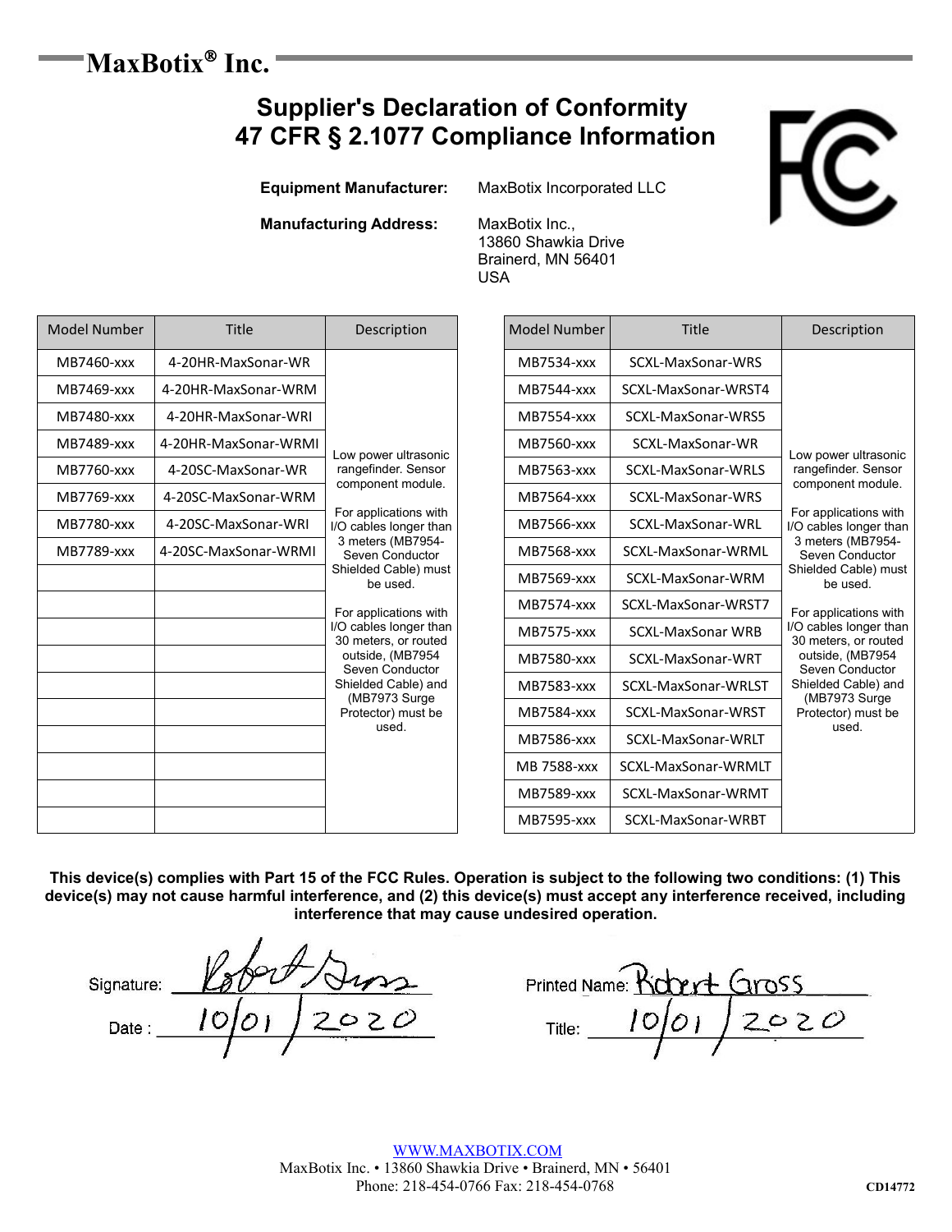MaxBotix® Inc.

# Supplier's Declaration of Conformity
# 47 CFR § 2.1077 Compliance Information

**Equipment Manufacturer:** MaxBotix Incorporated LLC

**Manufacturing Address:** MaxBotix Inc.,
13860 Shawkia Drive
Brainerd, MN 56401
USA

| Model Number | Title | Description |
|---|---|---|
| MB7460-xxx | 4-20HR-MaxSonar-WR | Low power ultrasonic rangefinder. Sensor component module. For applications with I/O cables longer than 3 meters (MB7954-Seven Conductor Shielded Cable) must be used. For applications with I/O cables longer than 30 meters, or routed outside, (MB7954 Seven Conductor Shielded Cable) and (MB7973 Surge Protector) must be used. |
| MB7469-xxx | 4-20HR-MaxSonar-WRM | |
| MB7480-xxx | 4-20HR-MaxSonar-WRI | |
| MB7489-xxx | 4-20HR-MaxSonar-WRMI | |
| MB7760-xxx | 4-20SC-MaxSonar-WR | |
| MB7769-xxx | 4-20SC-MaxSonar-WRM | |
| MB7780-xxx | 4-20SC-MaxSonar-WRI | |
| MB7789-xxx | 4-20SC-MaxSonar-WRMI | |
| | | |
| | | |
| | | |
| | | |
| | | |
| | | |
| | | |
| | | |
| | | |
| | | |

| Model Number | Title | Description |
|---|---|---|
| MB7534-xxx | SCXL-MaxSonar-WRS | Low power ultrasonic rangefinder. Sensor component module. For applications with I/O cables longer than 3 meters (MB7954-Seven Conductor Shielded Cable) must be used. For applications with I/O cables longer than 30 meters, or routed outside, (MB7954 Seven Conductor Shielded Cable) and (MB7973 Surge Protector) must be used. |
| MB7544-xxx | SCXL-MaxSonar-WRST4 | |
| MB7554-xxx | SCXL-MaxSonar-WRS5 | |
| MB7560-xxx | SCXL-MaxSonar-WR | |
| MB7563-xxx | SCXL-MaxSonar-WRLS | |
| MB7564-xxx | SCXL-MaxSonar-WRS | |
| MB7566-xxx | SCXL-MaxSonar-WRL | |
| MB7568-xxx | SCXL-MaxSonar-WRML | |
| MB7569-xxx | SCXL-MaxSonar-WRM | |
| MB7574-xxx | SCXL-MaxSonar-WRST7 | |
| MB7575-xxx | SCXL-MaxSonar WRB | |
| MB7580-xxx | SCXL-MaxSonar-WRT | |
| MB7583-xxx | SCXL-MaxSonar-WRLST | |
| MB7584-xxx | SCXL-MaxSonar-WRST | |
| MB7586-xxx | SCXL-MaxSonar-WRLT | |
| MB 7588-xxx | SCXL-MaxSonar-WRMLT | |
| MB7589-xxx | SCXL-MaxSonar-WRMT | |
| MB7595-xxx | SCXL-MaxSonar-WRBT | |

**This device(s) complies with Part 15 of the FCC Rules. Operation is subject to the following two conditions: (1) This device(s) may not cause harmful interference, and (2) this device(s) must accept any interference received, including interference that may cause undesired operation.**

Signature: Robert Gross

Printed Name: Robert Gross

Date : 10/01/2020

Title: 10/01/2020

WWW.MAXBOTIX.COM
MaxBotix Inc. • 13860 Shawkia Drive • Brainerd, MN • 56401
Phone: 218-454-0766 Fax: 218-454-0768

CD14772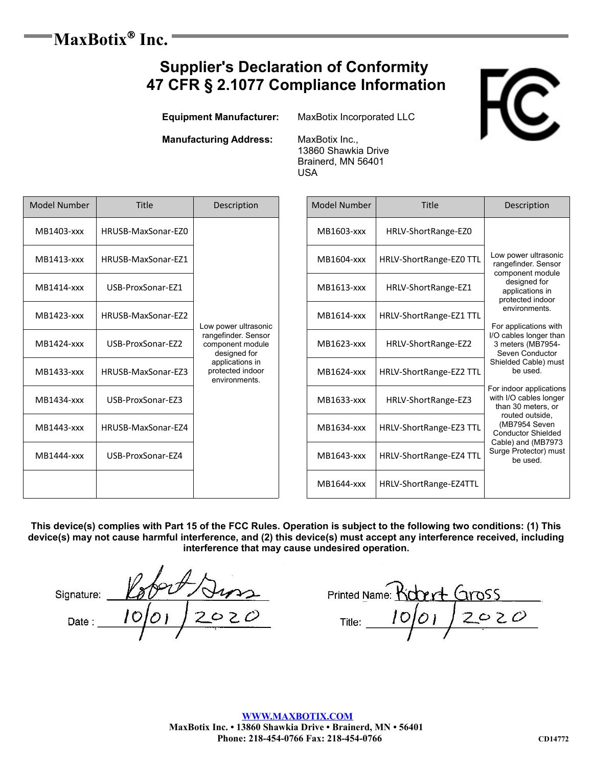**MaxBotix® Inc.**

# Supplier's Declaration of Conformity
# 47 CFR § 2.1077 Compliance Information

**Equipment Manufacturer:** MaxBotix Incorporated LLC

**Manufacturing Address:** MaxBotix Inc.,
13860 Shawkia Drive
Brainerd, MN 56401
USA

| Model Number | Title | Description |
|---|---|---|
| MB1403-xxx | HRUSB-MaxSonar-EZ0 | Low power ultrasonic rangefinder. Sensor component module designed for applications in protected indoor environments. |
| MB1413-xxx | HRUSB-MaxSonar-EZ1 | |
| MB1414-xxx | USB-ProxSonar-EZ1 | |
| MB1423-xxx | HRUSB-MaxSonar-EZ2 | |
| MB1424-xxx | USB-ProxSonar-EZ2 | |
| MB1433-xxx | HRUSB-MaxSonar-EZ3 | |
| MB1434-xxx | USB-ProxSonar-EZ3 | |
| MB1443-xxx | HRUSB-MaxSonar-EZ4 | |
| MB1444-xxx | USB-ProxSonar-EZ4 | |
| | | |

| Model Number | Title | Description |
|---|---|---|
| MB1603-xxx | HRLV-ShortRange-EZ0 | Low power ultrasonic rangefinder. Sensor component module designed for applications in protected indoor environments. For applications with I/O cables longer than 3 meters (MB7954-Seven Conductor Shielded Cable) must be used. For indoor applications with I/O cables longer than 30 meters, or routed outside, (MB7954 Seven Conductor Shielded Cable) and (MB7973 Surge Protector) must be used. |
| MB1604-xxx | HRLV-ShortRange-EZ0 TTL | |
| MB1613-xxx | HRLV-ShortRange-EZ1 | |
| MB1614-xxx | HRLV-ShortRange-EZ1 TTL | |
| MB1623-xxx | HRLV-ShortRange-EZ2 | |
| MB1624-xxx | HRLV-ShortRange-EZ2 TTL | |
| MB1633-xxx | HRLV-ShortRange-EZ3 | |
| MB1634-xxx | HRLV-ShortRange-EZ3 TTL | |
| MB1643-xxx | HRLV-ShortRange-EZ4 TTL | |
| MB1644-xxx | HRLV-ShortRange-EZ4TTL | |

**This device(s) complies with Part 15 of the FCC Rules. Operation is subject to the following two conditions: (1) This device(s) may not cause harmful interference, and (2) this device(s) must accept any interference received, including interference that may cause undesired operation.**

Signature: Robert Gross

Date : 10/01/2020

Printed Name: Robert Gross

Title: 10/01/2020

WWW.MAXBOTIX.COM
MaxBotix Inc. • 13860 Shawkia Drive • Brainerd, MN • 56401
Phone: 218-454-0766 Fax: 218-454-0766

CD14772